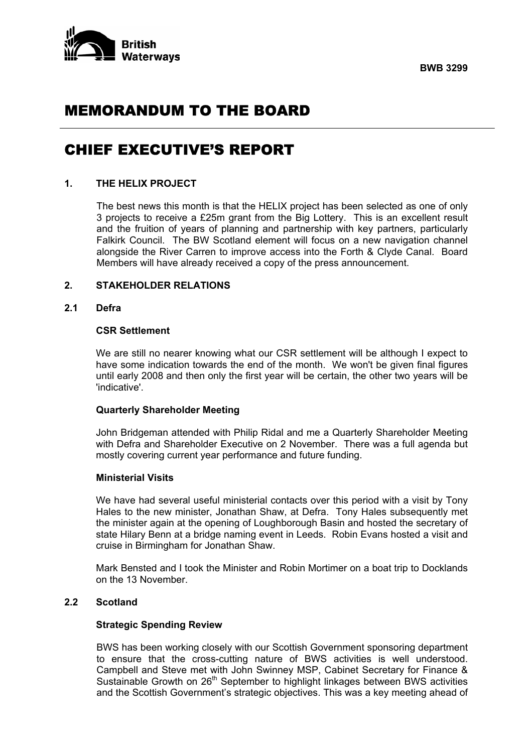British Waterways

**BWB 3299**

# MEMORANDUM TO THE BOARD

# CHIEF EXECUTIVE'S REPORT

## 1. THE HELIX PROJECT

The best news this month is that the HELIX project has been selected as one of only 3 projects to receive a £25m grant from the Big Lottery. This is an excellent result and the fruition of years of planning and partnership with key partners, particularly Falkirk Council. The BW Scotland element will focus on a new navigation channel alongside the River Carren to improve access into the Forth & Clyde Canal. Board Members will have already received a copy of the press announcement.

## 2. STAKEHOLDER RELATIONS

### 2.1 Defra

**CSR Settlement**

We are still no nearer knowing what our CSR settlement will be although I expect to have some indication towards the end of the month. We won't be given final figures until early 2008 and then only the first year will be certain, the other two years will be 'indicative'.

**Quarterly Shareholder Meeting**

John Bridgeman attended with Philip Ridal and me a Quarterly Shareholder Meeting with Defra and Shareholder Executive on 2 November. There was a full agenda but mostly covering current year performance and future funding.

**Ministerial Visits**

We have had several useful ministerial contacts over this period with a visit by Tony Hales to the new minister, Jonathan Shaw, at Defra. Tony Hales subsequently met the minister again at the opening of Loughborough Basin and hosted the secretary of state Hilary Benn at a bridge naming event in Leeds. Robin Evans hosted a visit and cruise in Birmingham for Jonathan Shaw.

Mark Bensted and I took the Minister and Robin Mortimer on a boat trip to Docklands on the 13 November.

### 2.2 Scotland

**Strategic Spending Review**

BWS has been working closely with our Scottish Government sponsoring department to ensure that the cross-cutting nature of BWS activities is well understood. Campbell and Steve met with John Swinney MSP, Cabinet Secretary for Finance & Sustainable Growth on 26th September to highlight linkages between BWS activities and the Scottish Government's strategic objectives. This was a key meeting ahead of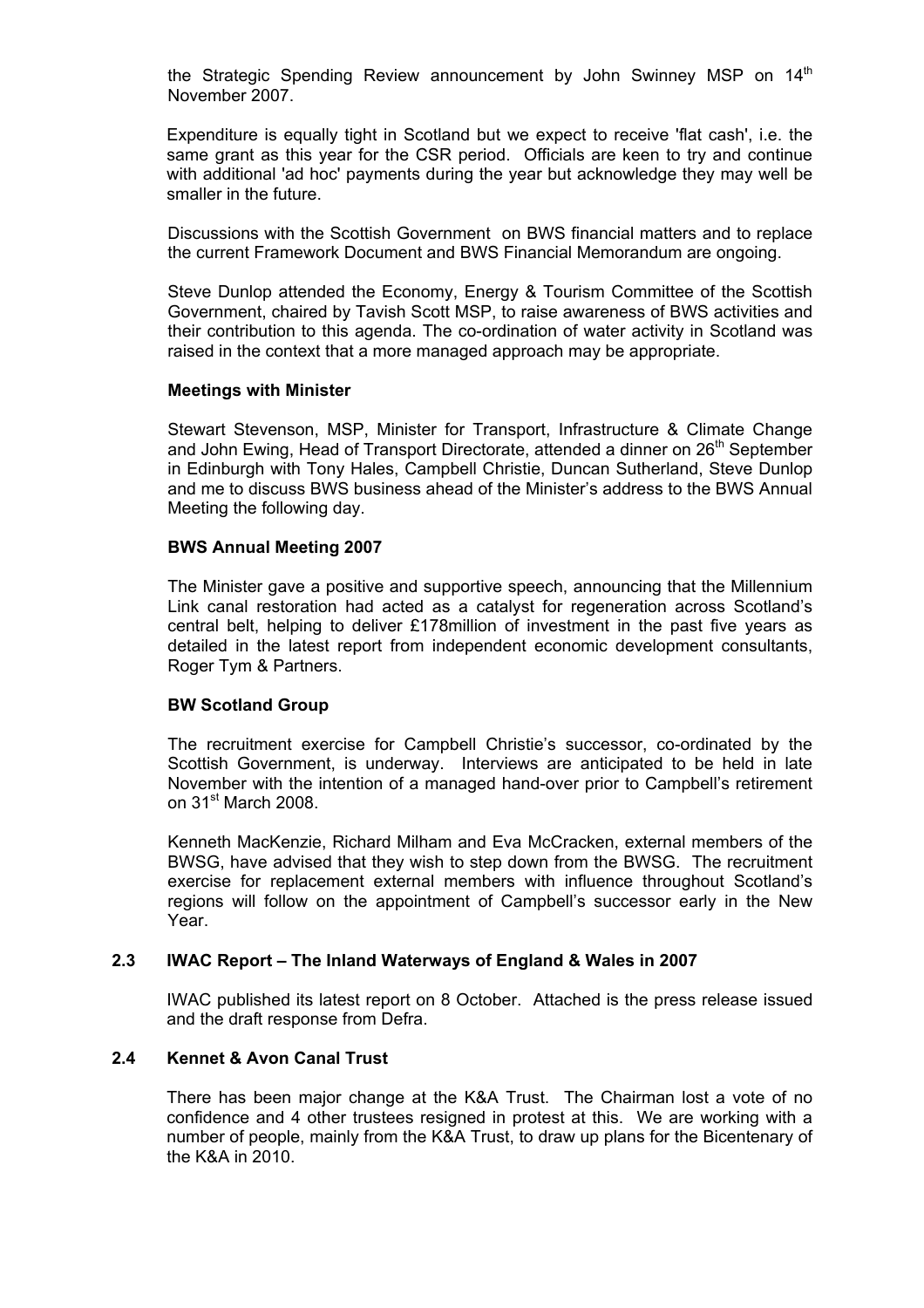the Strategic Spending Review announcement by John Swinney MSP on 14th November 2007.

Expenditure is equally tight in Scotland but we expect to receive 'flat cash', i.e. the same grant as this year for the CSR period. Officials are keen to try and continue with additional 'ad hoc' payments during the year but acknowledge they may well be smaller in the future.

Discussions with the Scottish Government on BWS financial matters and to replace the current Framework Document and BWS Financial Memorandum are ongoing.

Steve Dunlop attended the Economy, Energy & Tourism Committee of the Scottish Government, chaired by Tavish Scott MSP, to raise awareness of BWS activities and their contribution to this agenda. The co-ordination of water activity in Scotland was raised in the context that a more managed approach may be appropriate.

**Meetings with Minister**

Stewart Stevenson, MSP, Minister for Transport, Infrastructure & Climate Change and John Ewing, Head of Transport Directorate, attended a dinner on 26th September in Edinburgh with Tony Hales, Campbell Christie, Duncan Sutherland, Steve Dunlop and me to discuss BWS business ahead of the Minister's address to the BWS Annual Meeting the following day.

**BWS Annual Meeting 2007**

The Minister gave a positive and supportive speech, announcing that the Millennium Link canal restoration had acted as a catalyst for regeneration across Scotland's central belt, helping to deliver £178million of investment in the past five years as detailed in the latest report from independent economic development consultants, Roger Tym & Partners.

**BW Scotland Group**

The recruitment exercise for Campbell Christie's successor, co-ordinated by the Scottish Government, is underway. Interviews are anticipated to be held in late November with the intention of a managed hand-over prior to Campbell's retirement on 31st March 2008.

Kenneth MacKenzie, Richard Milham and Eva McCracken, external members of the BWSG, have advised that they wish to step down from the BWSG. The recruitment exercise for replacement external members with influence throughout Scotland's regions will follow on the appointment of Campbell's successor early in the New Year.

### 2.3 IWAC Report – The Inland Waterways of England & Wales in 2007

IWAC published its latest report on 8 October. Attached is the press release issued and the draft response from Defra.

### 2.4 Kennet & Avon Canal Trust

There has been major change at the K&A Trust. The Chairman lost a vote of no confidence and 4 other trustees resigned in protest at this. We are working with a number of people, mainly from the K&A Trust, to draw up plans for the Bicentenary of the K&A in 2010.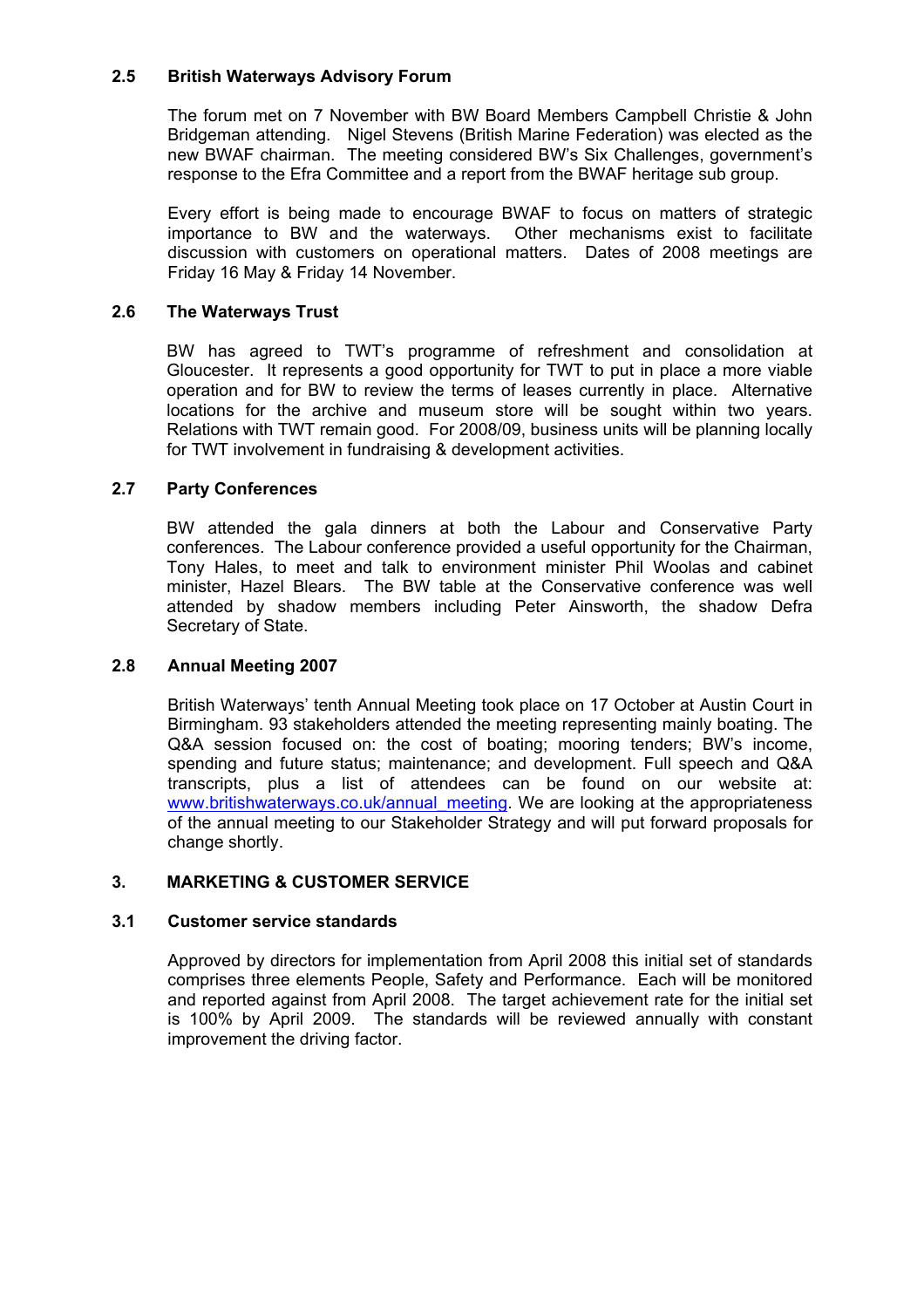### 2.5 British Waterways Advisory Forum

The forum met on 7 November with BW Board Members Campbell Christie & John Bridgeman attending. Nigel Stevens (British Marine Federation) was elected as the new BWAF chairman. The meeting considered BW's Six Challenges, government's response to the Efra Committee and a report from the BWAF heritage sub group.

Every effort is being made to encourage BWAF to focus on matters of strategic importance to BW and the waterways. Other mechanisms exist to facilitate discussion with customers on operational matters. Dates of 2008 meetings are Friday 16 May & Friday 14 November.

### 2.6 The Waterways Trust

BW has agreed to TWT's programme of refreshment and consolidation at Gloucester. It represents a good opportunity for TWT to put in place a more viable operation and for BW to review the terms of leases currently in place. Alternative locations for the archive and museum store will be sought within two years. Relations with TWT remain good. For 2008/09, business units will be planning locally for TWT involvement in fundraising & development activities.

### 2.7 Party Conferences

BW attended the gala dinners at both the Labour and Conservative Party conferences. The Labour conference provided a useful opportunity for the Chairman, Tony Hales, to meet and talk to environment minister Phil Woolas and cabinet minister, Hazel Blears. The BW table at the Conservative conference was well attended by shadow members including Peter Ainsworth, the shadow Defra Secretary of State.

### 2.8 Annual Meeting 2007

British Waterways' tenth Annual Meeting took place on 17 October at Austin Court in Birmingham. 93 stakeholders attended the meeting representing mainly boating. The Q&A session focused on: the cost of boating; mooring tenders; BW's income, spending and future status; maintenance; and development. Full speech and Q&A transcripts, plus a list of attendees can be found on our website at: www.britishwaterways.co.uk/annual_meeting. We are looking at the appropriateness of the annual meeting to our Stakeholder Strategy and will put forward proposals for change shortly.

## 3. MARKETING & CUSTOMER SERVICE

### 3.1 Customer service standards

Approved by directors for implementation from April 2008 this initial set of standards comprises three elements People, Safety and Performance. Each will be monitored and reported against from April 2008. The target achievement rate for the initial set is 100% by April 2009. The standards will be reviewed annually with constant improvement the driving factor.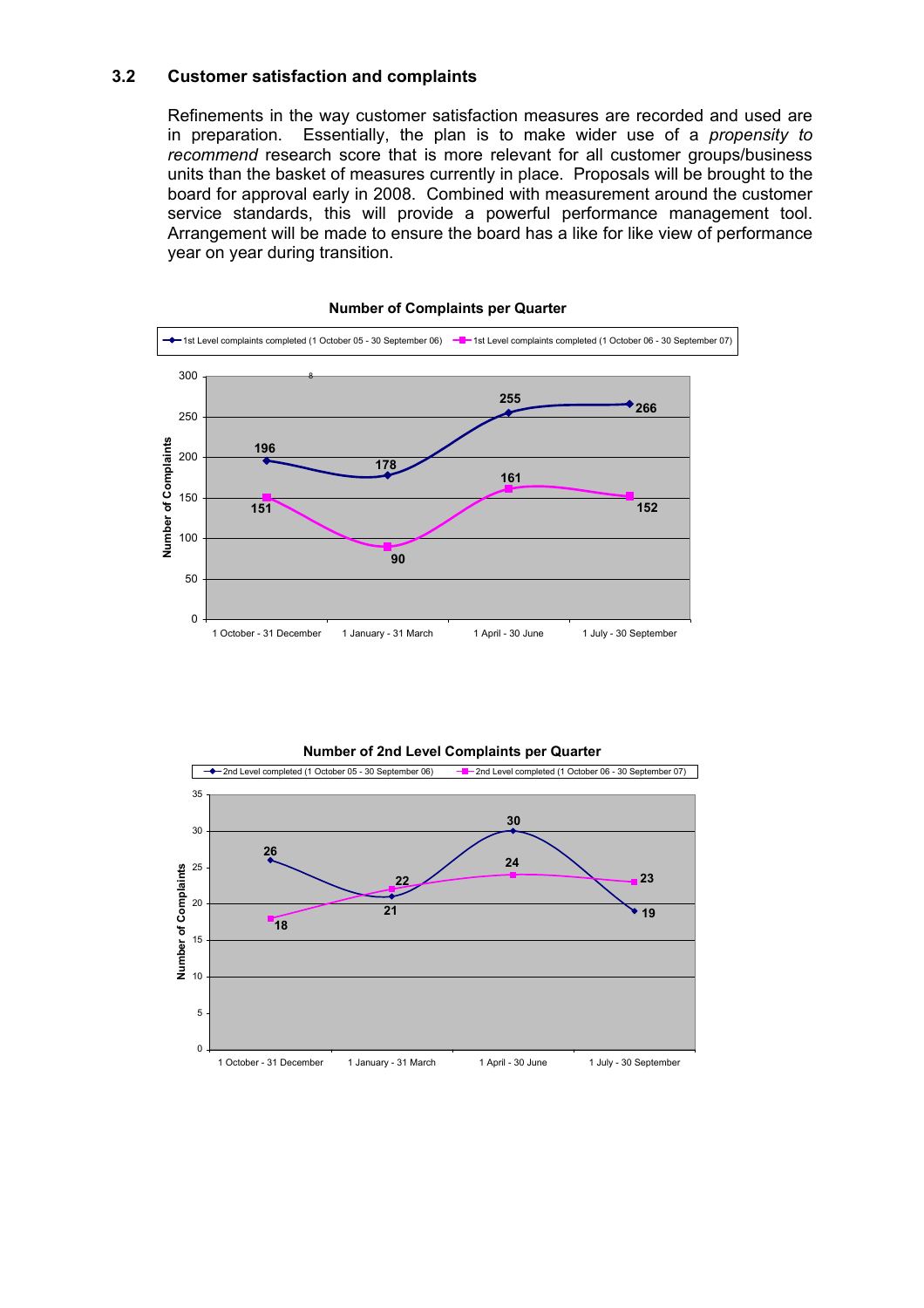### 3.2 Customer satisfaction and complaints

Refinements in the way customer satisfaction measures are recorded and used are in preparation. Essentially, the plan is to make wider use of a *propensity to recommend* research score that is more relevant for all customer groups/business units than the basket of measures currently in place. Proposals will be brought to the board for approval early in 2008. Combined with measurement around the customer service standards, this will provide a powerful performance management tool. Arrangement will be made to ensure the board has a like for like view of performance year on year during transition.

**Number of Complaints per Quarter**

| Quarter | 1st Level complaints completed (1 October 05 - 30 September 06) | 1st Level complaints completed (1 October 06 - 30 September 07) |
|---|---|---|
| 1 October - 31 December | 196 | 151 |
| 1 January - 31 March | 178 | 90 |
| 1 April - 30 June | 255 | 161 |
| 1 July - 30 September | 266 | 152 |

**Number of 2nd Level Complaints per Quarter**

| Quarter | 2nd Level completed (1 October 05 - 30 September 06) | 2nd Level completed (1 October 06 - 30 September 07) |
|---|---|---|
| 1 October - 31 December | 26 | 18 |
| 1 January - 31 March | 21 | 22 |
| 1 April - 30 June | 30 | 24 |
| 1 July - 30 September | 19 | 23 |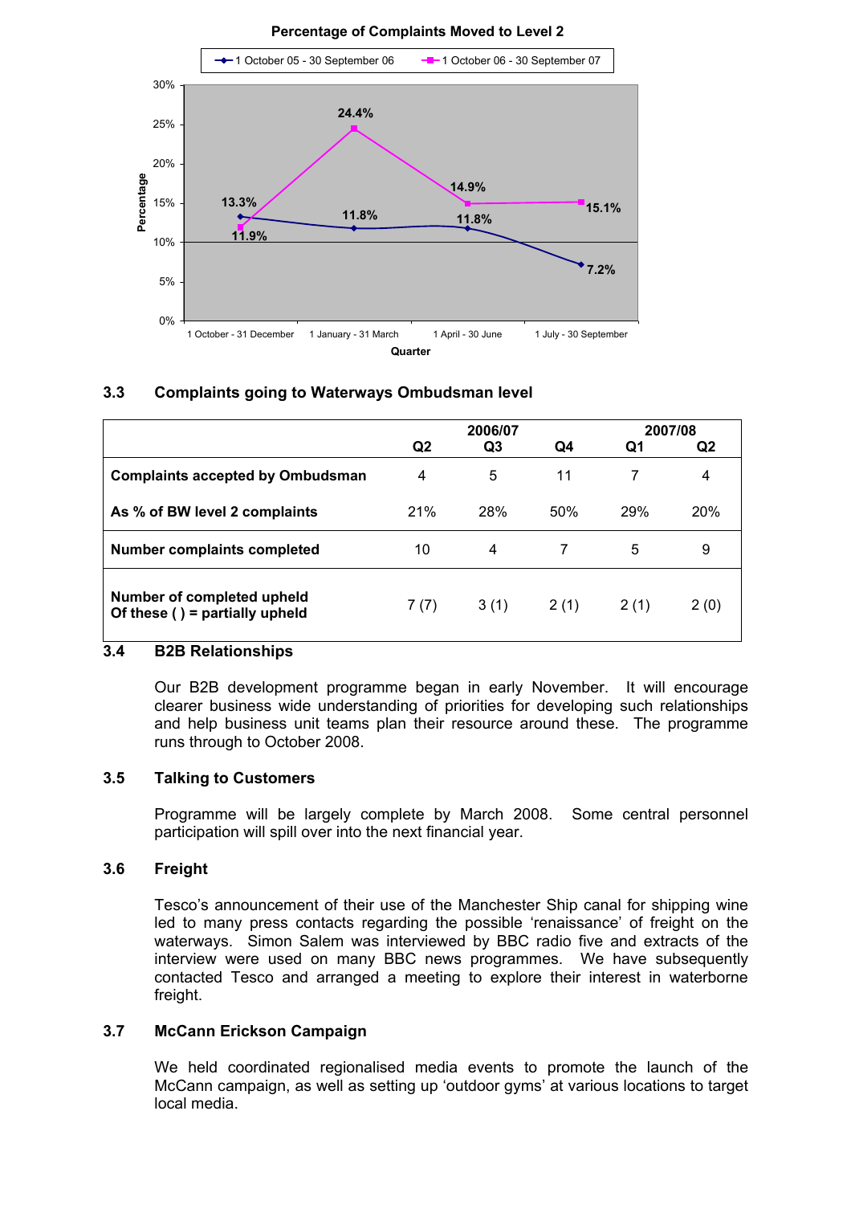**Percentage of Complaints Moved to Level 2**

| Quarter | 1 October 05 - 30 September 06 | 1 October 06 - 30 September 07 |
|---|---|---|
| 1 October - 31 December | 13.3% | 11.9% |
| 1 January - 31 March | 11.8% | 24.4% |
| 1 April - 30 June | 11.8% | 14.9% |
| 1 July - 30 September | 7.2% | 15.1% |

### 3.3 Complaints going to Waterways Ombudsman level

| | 2006/07 | | | 2007/08 | |
|---|---|---|---|---|---|
| | Q2 | Q3 | Q4 | Q1 | Q2 |
| **Complaints accepted by Ombudsman** | 4 | 5 | 11 | 7 | 4 |
| **As % of BW level 2 complaints** | 21% | 28% | 50% | 29% | 20% |
| **Number complaints completed** | 10 | 4 | 7 | 5 | 9 |
| **Number of completed upheld Of these ( ) = partially upheld** | 7 (7) | 3 (1) | 2 (1) | 2 (1) | 2 (0) |

### 3.4 B2B Relationships

Our B2B development programme began in early November. It will encourage clearer business wide understanding of priorities for developing such relationships and help business unit teams plan their resource around these. The programme runs through to October 2008.

### 3.5 Talking to Customers

Programme will be largely complete by March 2008. Some central personnel participation will spill over into the next financial year.

### 3.6 Freight

Tesco's announcement of their use of the Manchester Ship canal for shipping wine led to many press contacts regarding the possible 'renaissance' of freight on the waterways. Simon Salem was interviewed by BBC radio five and extracts of the interview were used on many BBC news programmes. We have subsequently contacted Tesco and arranged a meeting to explore their interest in waterborne freight.

### 3.7 McCann Erickson Campaign

We held coordinated regionalised media events to promote the launch of the McCann campaign, as well as setting up 'outdoor gyms' at various locations to target local media.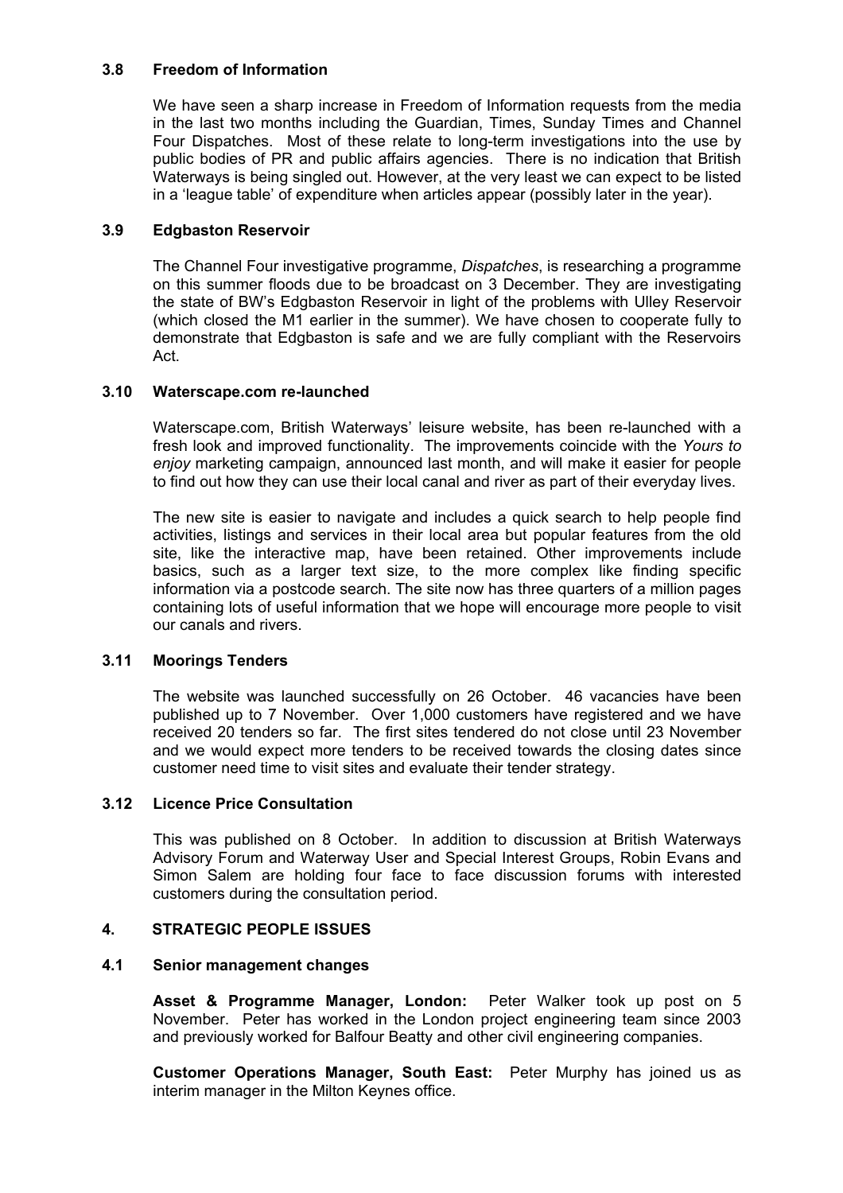### 3.8 Freedom of Information

We have seen a sharp increase in Freedom of Information requests from the media in the last two months including the Guardian, Times, Sunday Times and Channel Four Dispatches. Most of these relate to long-term investigations into the use by public bodies of PR and public affairs agencies. There is no indication that British Waterways is being singled out. However, at the very least we can expect to be listed in a 'league table' of expenditure when articles appear (possibly later in the year).

### 3.9 Edgbaston Reservoir

The Channel Four investigative programme, *Dispatches*, is researching a programme on this summer floods due to be broadcast on 3 December. They are investigating the state of BW's Edgbaston Reservoir in light of the problems with Ulley Reservoir (which closed the M1 earlier in the summer). We have chosen to cooperate fully to demonstrate that Edgbaston is safe and we are fully compliant with the Reservoirs Act.

### 3.10 Waterscape.com re-launched

Waterscape.com, British Waterways' leisure website, has been re-launched with a fresh look and improved functionality. The improvements coincide with the *Yours to enjoy* marketing campaign, announced last month, and will make it easier for people to find out how they can use their local canal and river as part of their everyday lives.

The new site is easier to navigate and includes a quick search to help people find activities, listings and services in their local area but popular features from the old site, like the interactive map, have been retained. Other improvements include basics, such as a larger text size, to the more complex like finding specific information via a postcode search. The site now has three quarters of a million pages containing lots of useful information that we hope will encourage more people to visit our canals and rivers.

### 3.11 Moorings Tenders

The website was launched successfully on 26 October. 46 vacancies have been published up to 7 November. Over 1,000 customers have registered and we have received 20 tenders so far. The first sites tendered do not close until 23 November and we would expect more tenders to be received towards the closing dates since customer need time to visit sites and evaluate their tender strategy.

### 3.12 Licence Price Consultation

This was published on 8 October. In addition to discussion at British Waterways Advisory Forum and Waterway User and Special Interest Groups, Robin Evans and Simon Salem are holding four face to face discussion forums with interested customers during the consultation period.

## 4. STRATEGIC PEOPLE ISSUES

### 4.1 Senior management changes

**Asset & Programme Manager, London:** Peter Walker took up post on 5 November. Peter has worked in the London project engineering team since 2003 and previously worked for Balfour Beatty and other civil engineering companies.

**Customer Operations Manager, South East:** Peter Murphy has joined us as interim manager in the Milton Keynes office.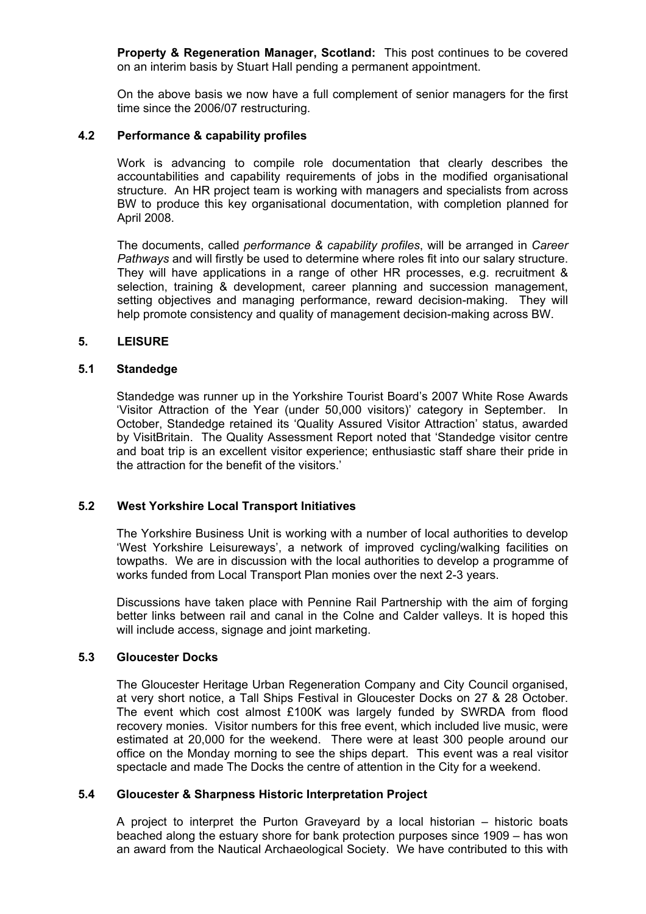**Property & Regeneration Manager, Scotland:** This post continues to be covered on an interim basis by Stuart Hall pending a permanent appointment.

On the above basis we now have a full complement of senior managers for the first time since the 2006/07 restructuring.

### 4.2 Performance & capability profiles

Work is advancing to compile role documentation that clearly describes the accountabilities and capability requirements of jobs in the modified organisational structure. An HR project team is working with managers and specialists from across BW to produce this key organisational documentation, with completion planned for April 2008.

The documents, called *performance & capability profiles*, will be arranged in *Career Pathways* and will firstly be used to determine where roles fit into our salary structure. They will have applications in a range of other HR processes, e.g. recruitment & selection, training & development, career planning and succession management, setting objectives and managing performance, reward decision-making. They will help promote consistency and quality of management decision-making across BW.

## 5. LEISURE

### 5.1 Standedge

Standedge was runner up in the Yorkshire Tourist Board's 2007 White Rose Awards 'Visitor Attraction of the Year (under 50,000 visitors)' category in September. In October, Standedge retained its 'Quality Assured Visitor Attraction' status, awarded by VisitBritain. The Quality Assessment Report noted that 'Standedge visitor centre and boat trip is an excellent visitor experience; enthusiastic staff share their pride in the attraction for the benefit of the visitors.'

### 5.2 West Yorkshire Local Transport Initiatives

The Yorkshire Business Unit is working with a number of local authorities to develop 'West Yorkshire Leisureways', a network of improved cycling/walking facilities on towpaths. We are in discussion with the local authorities to develop a programme of works funded from Local Transport Plan monies over the next 2-3 years.

Discussions have taken place with Pennine Rail Partnership with the aim of forging better links between rail and canal in the Colne and Calder valleys. It is hoped this will include access, signage and joint marketing.

### 5.3 Gloucester Docks

The Gloucester Heritage Urban Regeneration Company and City Council organised, at very short notice, a Tall Ships Festival in Gloucester Docks on 27 & 28 October. The event which cost almost £100K was largely funded by SWRDA from flood recovery monies. Visitor numbers for this free event, which included live music, were estimated at 20,000 for the weekend. There were at least 300 people around our office on the Monday morning to see the ships depart. This event was a real visitor spectacle and made The Docks the centre of attention in the City for a weekend.

### 5.4 Gloucester & Sharpness Historic Interpretation Project

A project to interpret the Purton Graveyard by a local historian – historic boats beached along the estuary shore for bank protection purposes since 1909 – has won an award from the Nautical Archaeological Society. We have contributed to this with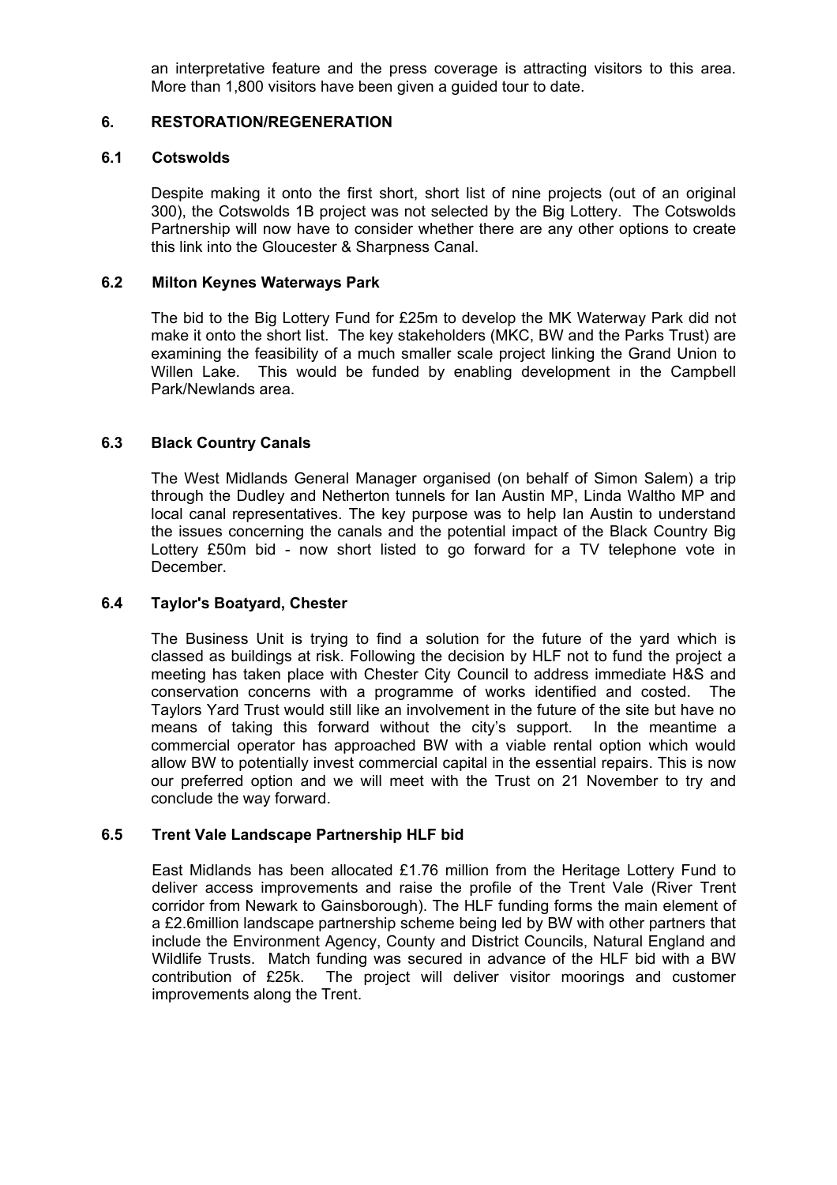an interpretative feature and the press coverage is attracting visitors to this area. More than 1,800 visitors have been given a guided tour to date.

## 6. RESTORATION/REGENERATION

### 6.1 Cotswolds

Despite making it onto the first short, short list of nine projects (out of an original 300), the Cotswolds 1B project was not selected by the Big Lottery. The Cotswolds Partnership will now have to consider whether there are any other options to create this link into the Gloucester & Sharpness Canal.

### 6.2 Milton Keynes Waterways Park

The bid to the Big Lottery Fund for £25m to develop the MK Waterway Park did not make it onto the short list. The key stakeholders (MKC, BW and the Parks Trust) are examining the feasibility of a much smaller scale project linking the Grand Union to Willen Lake. This would be funded by enabling development in the Campbell Park/Newlands area.

### 6.3 Black Country Canals

The West Midlands General Manager organised (on behalf of Simon Salem) a trip through the Dudley and Netherton tunnels for Ian Austin MP, Linda Waltho MP and local canal representatives. The key purpose was to help Ian Austin to understand the issues concerning the canals and the potential impact of the Black Country Big Lottery £50m bid - now short listed to go forward for a TV telephone vote in December.

### 6.4 Taylor's Boatyard, Chester

The Business Unit is trying to find a solution for the future of the yard which is classed as buildings at risk. Following the decision by HLF not to fund the project a meeting has taken place with Chester City Council to address immediate H&S and conservation concerns with a programme of works identified and costed. The Taylors Yard Trust would still like an involvement in the future of the site but have no means of taking this forward without the city's support. In the meantime a commercial operator has approached BW with a viable rental option which would allow BW to potentially invest commercial capital in the essential repairs. This is now our preferred option and we will meet with the Trust on 21 November to try and conclude the way forward.

### 6.5 Trent Vale Landscape Partnership HLF bid

East Midlands has been allocated £1.76 million from the Heritage Lottery Fund to deliver access improvements and raise the profile of the Trent Vale (River Trent corridor from Newark to Gainsborough). The HLF funding forms the main element of a £2.6million landscape partnership scheme being led by BW with other partners that include the Environment Agency, County and District Councils, Natural England and Wildlife Trusts. Match funding was secured in advance of the HLF bid with a BW contribution of £25k. The project will deliver visitor moorings and customer improvements along the Trent.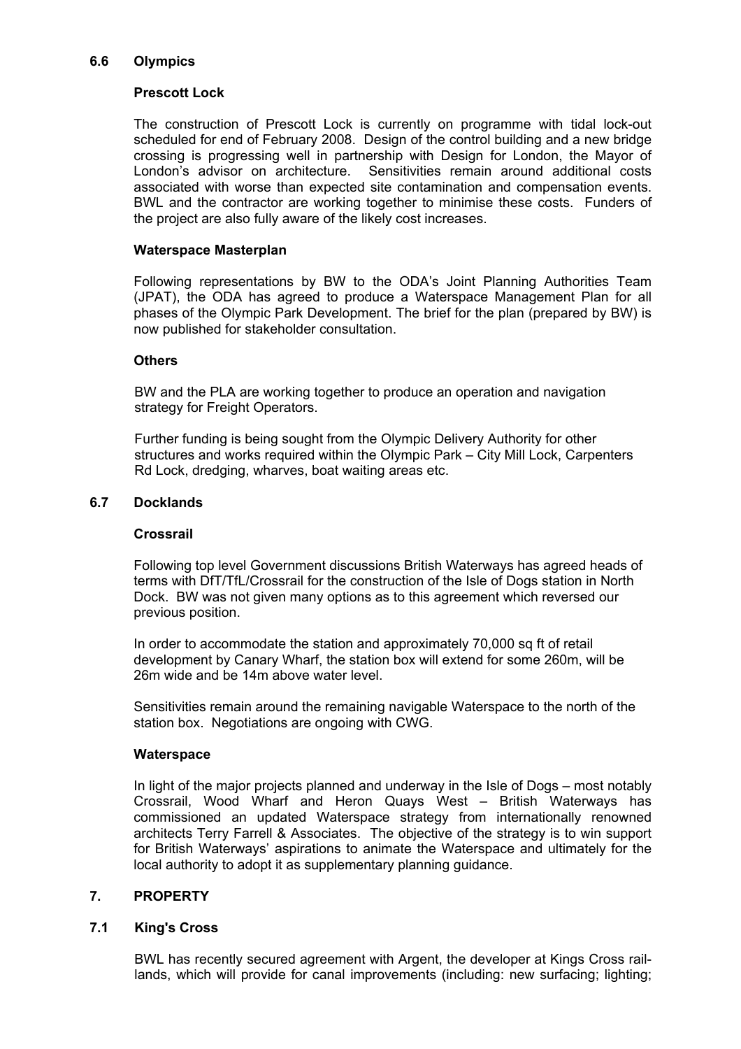### 6.6 Olympics

**Prescott Lock**

The construction of Prescott Lock is currently on programme with tidal lock-out scheduled for end of February 2008. Design of the control building and a new bridge crossing is progressing well in partnership with Design for London, the Mayor of London's advisor on architecture. Sensitivities remain around additional costs associated with worse than expected site contamination and compensation events. BWL and the contractor are working together to minimise these costs. Funders of the project are also fully aware of the likely cost increases.

**Waterspace Masterplan**

Following representations by BW to the ODA's Joint Planning Authorities Team (JPAT), the ODA has agreed to produce a Waterspace Management Plan for all phases of the Olympic Park Development. The brief for the plan (prepared by BW) is now published for stakeholder consultation.

**Others**

BW and the PLA are working together to produce an operation and navigation strategy for Freight Operators.

Further funding is being sought from the Olympic Delivery Authority for other structures and works required within the Olympic Park – City Mill Lock, Carpenters Rd Lock, dredging, wharves, boat waiting areas etc.

### 6.7 Docklands

**Crossrail**

Following top level Government discussions British Waterways has agreed heads of terms with DfT/TfL/Crossrail for the construction of the Isle of Dogs station in North Dock. BW was not given many options as to this agreement which reversed our previous position.

In order to accommodate the station and approximately 70,000 sq ft of retail development by Canary Wharf, the station box will extend for some 260m, will be 26m wide and be 14m above water level.

Sensitivities remain around the remaining navigable Waterspace to the north of the station box. Negotiations are ongoing with CWG.

**Waterspace**

In light of the major projects planned and underway in the Isle of Dogs – most notably Crossrail, Wood Wharf and Heron Quays West – British Waterways has commissioned an updated Waterspace strategy from internationally renowned architects Terry Farrell & Associates. The objective of the strategy is to win support for British Waterways' aspirations to animate the Waterspace and ultimately for the local authority to adopt it as supplementary planning guidance.

## 7. PROPERTY

### 7.1 King's Cross

BWL has recently secured agreement with Argent, the developer at Kings Cross rail-lands, which will provide for canal improvements (including: new surfacing; lighting;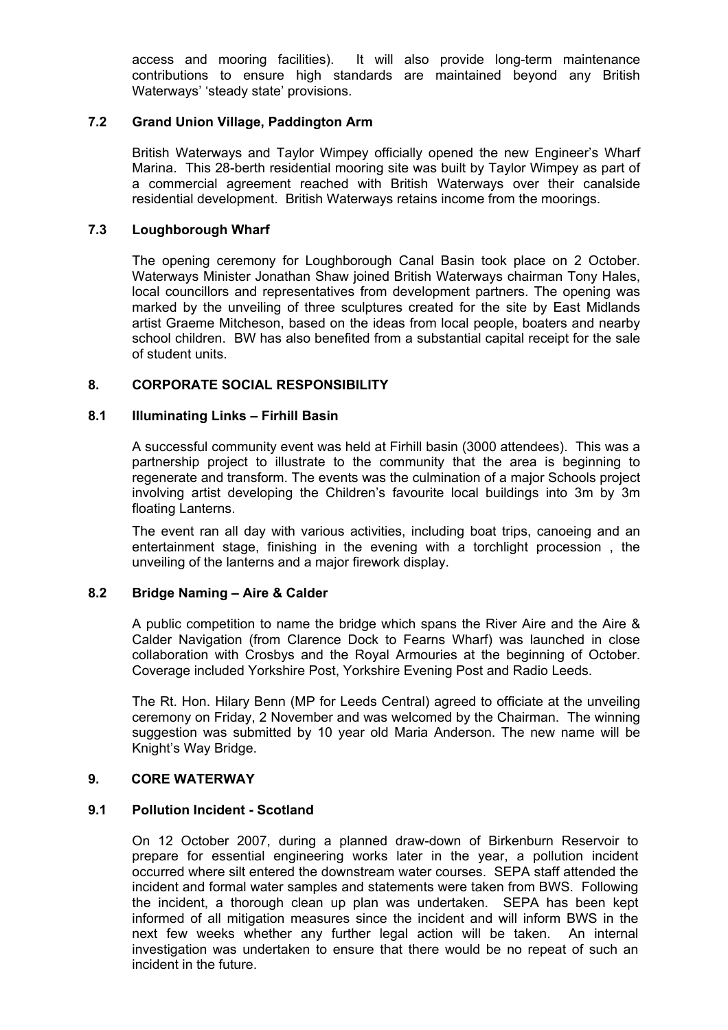access and mooring facilities). It will also provide long-term maintenance contributions to ensure high standards are maintained beyond any British Waterways' 'steady state' provisions.

### 7.2 Grand Union Village, Paddington Arm

British Waterways and Taylor Wimpey officially opened the new Engineer's Wharf Marina. This 28-berth residential mooring site was built by Taylor Wimpey as part of a commercial agreement reached with British Waterways over their canalside residential development. British Waterways retains income from the moorings.

### 7.3 Loughborough Wharf

The opening ceremony for Loughborough Canal Basin took place on 2 October. Waterways Minister Jonathan Shaw joined British Waterways chairman Tony Hales, local councillors and representatives from development partners. The opening was marked by the unveiling of three sculptures created for the site by East Midlands artist Graeme Mitcheson, based on the ideas from local people, boaters and nearby school children. BW has also benefited from a substantial capital receipt for the sale of student units.

## 8. CORPORATE SOCIAL RESPONSIBILITY

### 8.1 Illuminating Links – Firhill Basin

A successful community event was held at Firhill basin (3000 attendees). This was a partnership project to illustrate to the community that the area is beginning to regenerate and transform. The events was the culmination of a major Schools project involving artist developing the Children's favourite local buildings into 3m by 3m floating Lanterns.

The event ran all day with various activities, including boat trips, canoeing and an entertainment stage, finishing in the evening with a torchlight procession , the unveiling of the lanterns and a major firework display.

### 8.2 Bridge Naming – Aire & Calder

A public competition to name the bridge which spans the River Aire and the Aire & Calder Navigation (from Clarence Dock to Fearns Wharf) was launched in close collaboration with Crosbys and the Royal Armouries at the beginning of October. Coverage included Yorkshire Post, Yorkshire Evening Post and Radio Leeds.

The Rt. Hon. Hilary Benn (MP for Leeds Central) agreed to officiate at the unveiling ceremony on Friday, 2 November and was welcomed by the Chairman. The winning suggestion was submitted by 10 year old Maria Anderson. The new name will be Knight's Way Bridge.

## 9. CORE WATERWAY

### 9.1 Pollution Incident - Scotland

On 12 October 2007, during a planned draw-down of Birkenburn Reservoir to prepare for essential engineering works later in the year, a pollution incident occurred where silt entered the downstream water courses. SEPA staff attended the incident and formal water samples and statements were taken from BWS. Following the incident, a thorough clean up plan was undertaken. SEPA has been kept informed of all mitigation measures since the incident and will inform BWS in the next few weeks whether any further legal action will be taken. An internal investigation was undertaken to ensure that there would be no repeat of such an incident in the future.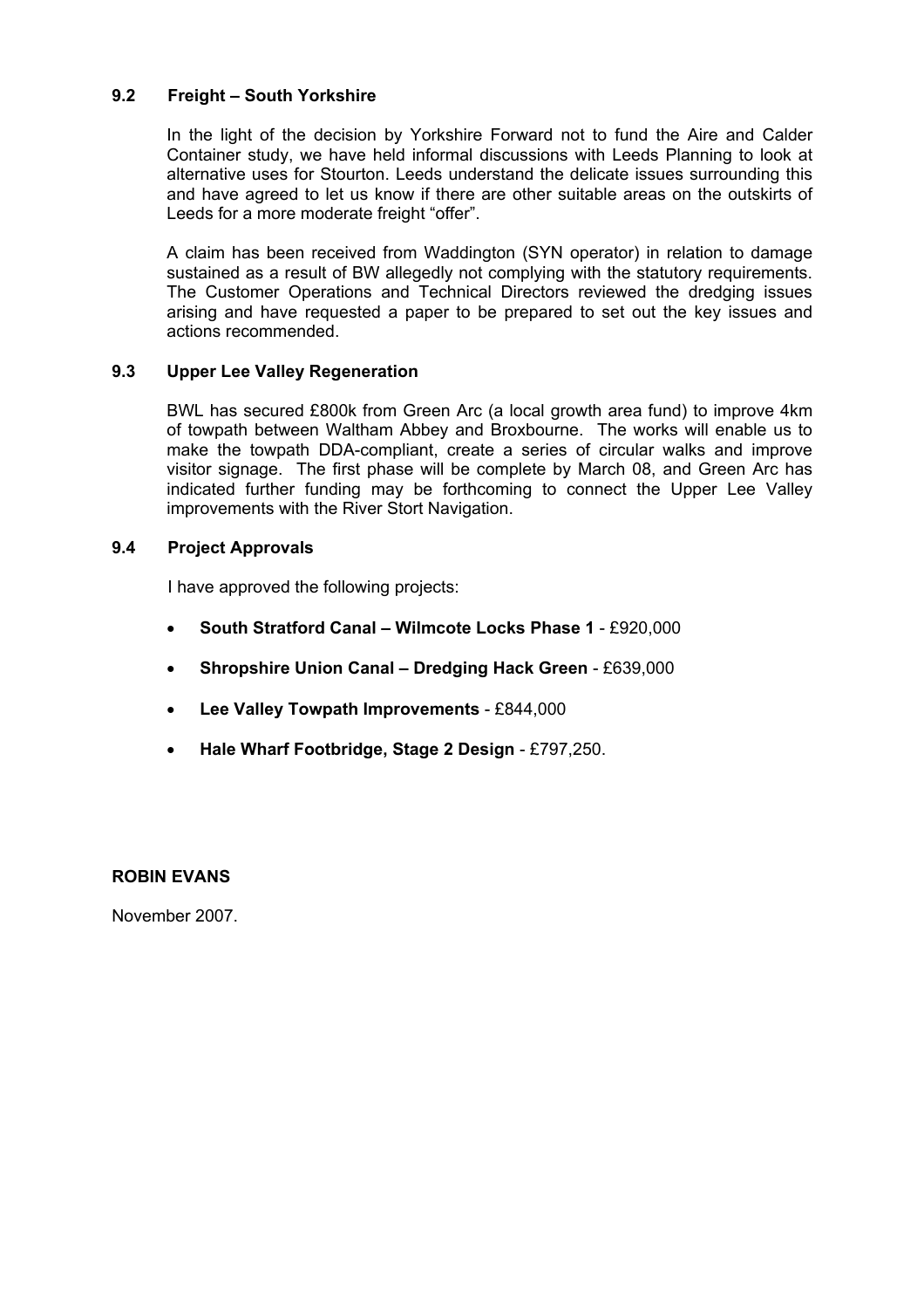### 9.2 Freight – South Yorkshire

In the light of the decision by Yorkshire Forward not to fund the Aire and Calder Container study, we have held informal discussions with Leeds Planning to look at alternative uses for Stourton. Leeds understand the delicate issues surrounding this and have agreed to let us know if there are other suitable areas on the outskirts of Leeds for a more moderate freight "offer".

A claim has been received from Waddington (SYN operator) in relation to damage sustained as a result of BW allegedly not complying with the statutory requirements. The Customer Operations and Technical Directors reviewed the dredging issues arising and have requested a paper to be prepared to set out the key issues and actions recommended.

### 9.3 Upper Lee Valley Regeneration

BWL has secured £800k from Green Arc (a local growth area fund) to improve 4km of towpath between Waltham Abbey and Broxbourne. The works will enable us to make the towpath DDA-compliant, create a series of circular walks and improve visitor signage. The first phase will be complete by March 08, and Green Arc has indicated further funding may be forthcoming to connect the Upper Lee Valley improvements with the River Stort Navigation.

### 9.4 Project Approvals

I have approved the following projects:

- **South Stratford Canal – Wilmcote Locks Phase 1** - £920,000
- **Shropshire Union Canal – Dredging Hack Green** - £639,000
- **Lee Valley Towpath Improvements** - £844,000
- **Hale Wharf Footbridge, Stage 2 Design** - £797,250.

**ROBIN EVANS**

November 2007.